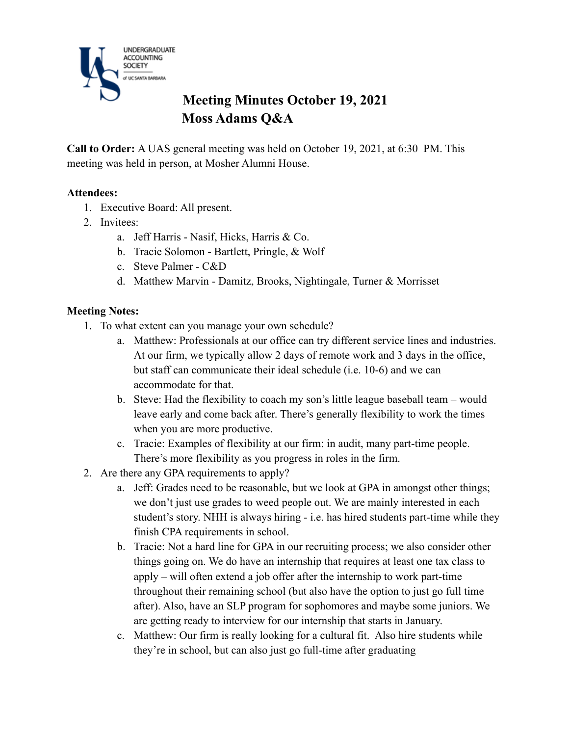UNDERGRADUATE ACCOUNTING SOCIETY of UC SANTA BARBARA

# Meeting Minutes October 19, 2021
# Moss Adams Q&A

**Call to Order:** A UAS general meeting was held on October 19, 2021, at 6:30 PM. This meeting was held in person, at Mosher Alumni House.

**Attendees:**

1. Executive Board: All present.
2. Invitees:
   a. Jeff Harris - Nasif, Hicks, Harris & Co.
   b. Tracie Solomon - Bartlett, Pringle, & Wolf
   c. Steve Palmer - C&D
   d. Matthew Marvin - Damitz, Brooks, Nightingale, Turner & Morrisset

**Meeting Notes:**

1. To what extent can you manage your own schedule?
   a. Matthew: Professionals at our office can try different service lines and industries. At our firm, we typically allow 2 days of remote work and 3 days in the office, but staff can communicate their ideal schedule (i.e. 10-6) and we can accommodate for that.
   b. Steve: Had the flexibility to coach my son's little league baseball team – would leave early and come back after. There's generally flexibility to work the times when you are more productive.
   c. Tracie: Examples of flexibility at our firm: in audit, many part-time people. There's more flexibility as you progress in roles in the firm.
2. Are there any GPA requirements to apply?
   a. Jeff: Grades need to be reasonable, but we look at GPA in amongst other things; we don't just use grades to weed people out. We are mainly interested in each student's story. NHH is always hiring - i.e. has hired students part-time while they finish CPA requirements in school.
   b. Tracie: Not a hard line for GPA in our recruiting process; we also consider other things going on. We do have an internship that requires at least one tax class to apply – will often extend a job offer after the internship to work part-time throughout their remaining school (but also have the option to just go full time after). Also, have an SLP program for sophomores and maybe some juniors. We are getting ready to interview for our internship that starts in January.
   c. Matthew: Our firm is really looking for a cultural fit. Also hire students while they're in school, but can also just go full-time after graduating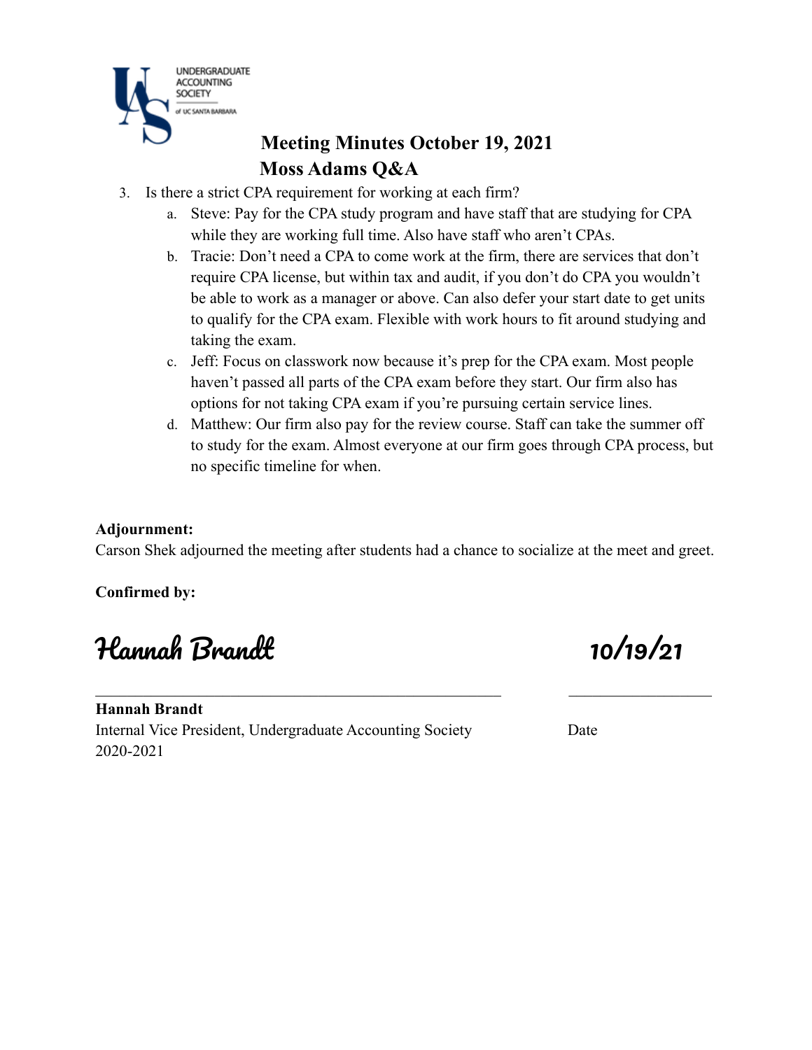UNDERGRADUATE ACCOUNTING SOCIETY of UC SANTA BARBARA

# Meeting Minutes October 19, 2021
## Moss Adams Q&A

3. Is there a strict CPA requirement for working at each firm?
   a. Steve: Pay for the CPA study program and have staff that are studying for CPA while they are working full time. Also have staff who aren't CPAs.
   b. Tracie: Don't need a CPA to come work at the firm, there are services that don't require CPA license, but within tax and audit, if you don't do CPA you wouldn't be able to work as a manager or above. Can also defer your start date to get units to qualify for the CPA exam. Flexible with work hours to fit around studying and taking the exam.
   c. Jeff: Focus on classwork now because it's prep for the CPA exam. Most people haven't passed all parts of the CPA exam before they start. Our firm also has options for not taking CPA exam if you're pursuing certain service lines.
   d. Matthew: Our firm also pay for the review course. Staff can take the summer off to study for the exam. Almost everyone at our firm goes through CPA process, but no specific timeline for when.

**Adjournment:**
Carson Shek adjourned the meeting after students had a chance to socialize at the meet and greet.

**Confirmed by:**

Hannah Brandt — 10/19/21

**Hannah Brandt**
Internal Vice President, Undergraduate Accounting Society
2020-2021

Date